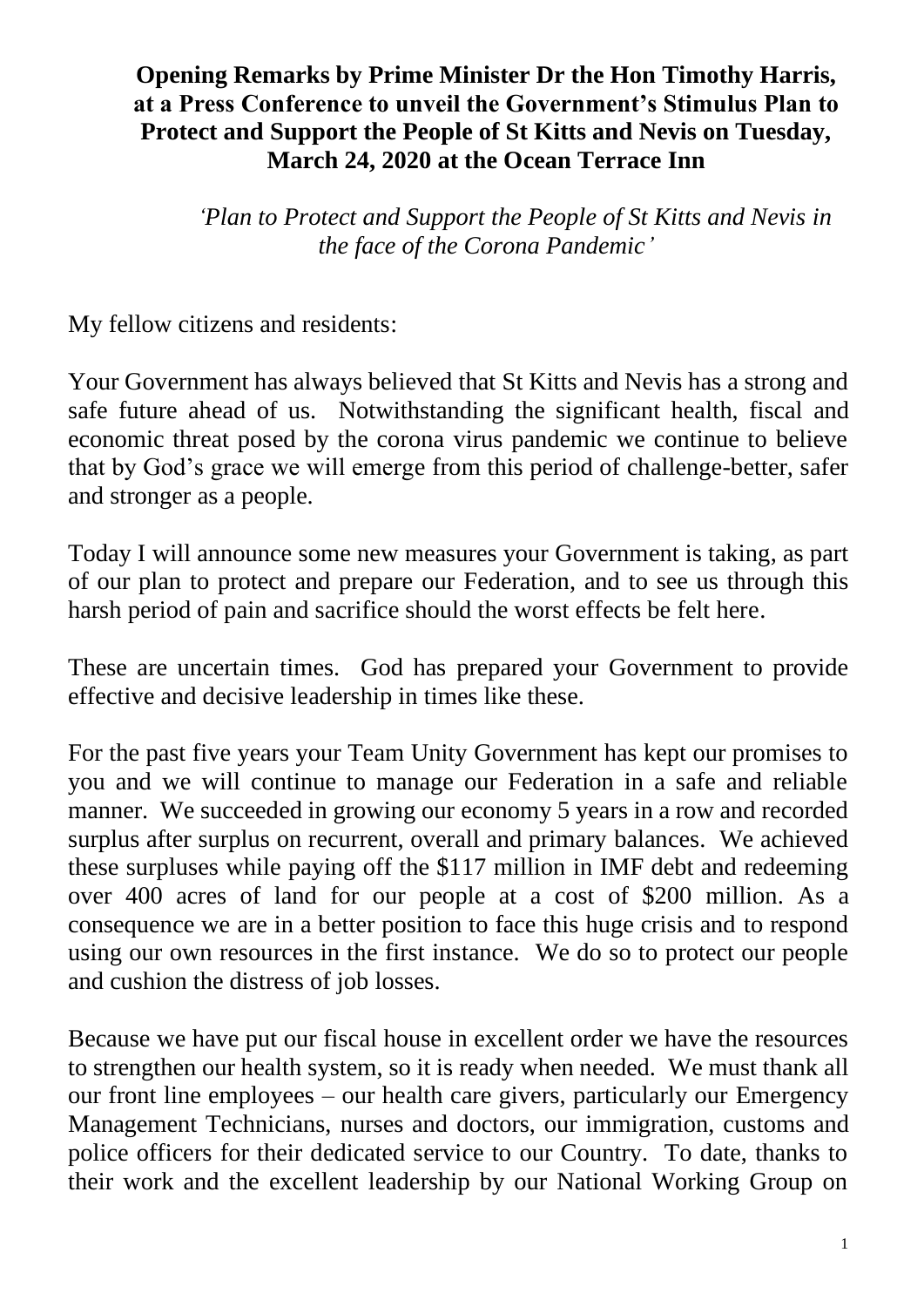**Opening Remarks by Prime Minister Dr the Hon Timothy Harris, at a Press Conference to unveil the Government's Stimulus Plan to Protect and Support the People of St Kitts and Nevis on Tuesday, March 24, 2020 at the Ocean Terrace Inn**

*'Plan to Protect and Support the People of St Kitts and Nevis in the face of the Corona Pandemic'*

My fellow citizens and residents:

Your Government has always believed that St Kitts and Nevis has a strong and safe future ahead of us. Notwithstanding the significant health, fiscal and economic threat posed by the corona virus pandemic we continue to believe that by God's grace we will emerge from this period of challenge-better, safer and stronger as a people.

Today I will announce some new measures your Government is taking, as part of our plan to protect and prepare our Federation, and to see us through this harsh period of pain and sacrifice should the worst effects be felt here.

These are uncertain times. God has prepared your Government to provide effective and decisive leadership in times like these.

For the past five years your Team Unity Government has kept our promises to you and we will continue to manage our Federation in a safe and reliable manner. We succeeded in growing our economy 5 years in a row and recorded surplus after surplus on recurrent, overall and primary balances. We achieved these surpluses while paying off the $117 million in IMF debt and redeeming over 400 acres of land for our people at a cost of $200 million. As a consequence we are in a better position to face this huge crisis and to respond using our own resources in the first instance. We do so to protect our people and cushion the distress of job losses.

Because we have put our fiscal house in excellent order we have the resources to strengthen our health system, so it is ready when needed. We must thank all our front line employees – our health care givers, particularly our Emergency Management Technicians, nurses and doctors, our immigration, customs and police officers for their dedicated service to our Country. To date, thanks to their work and the excellent leadership by our National Working Group on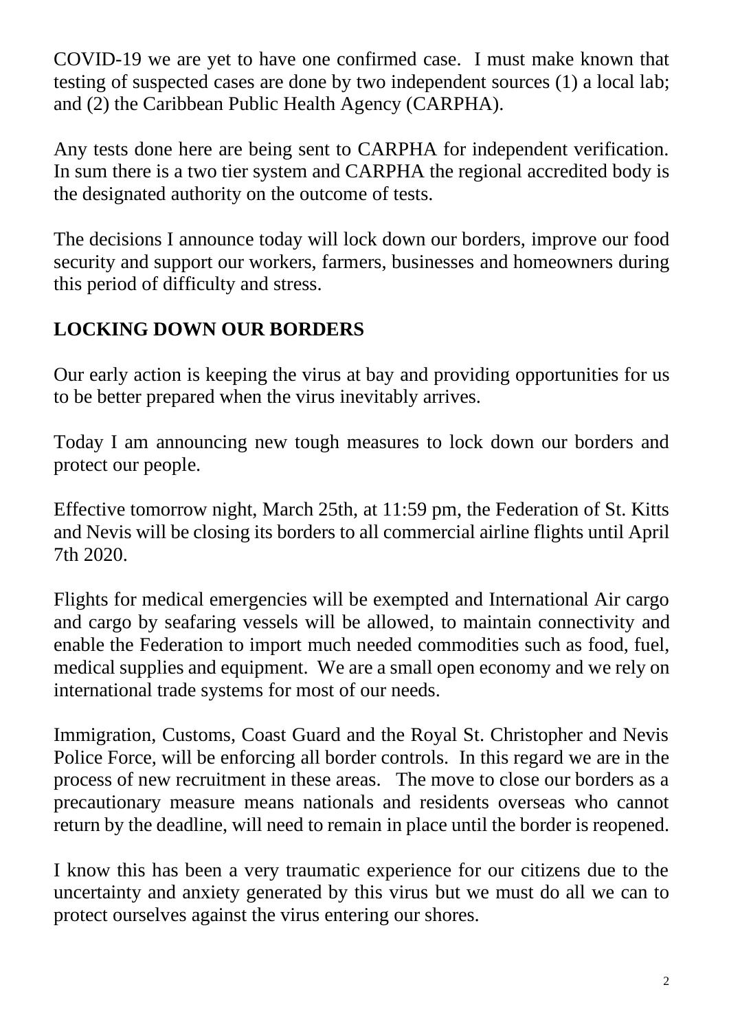COVID-19 we are yet to have one confirmed case. I must make known that testing of suspected cases are done by two independent sources (1) a local lab; and (2) the Caribbean Public Health Agency (CARPHA).

Any tests done here are being sent to CARPHA for independent verification. In sum there is a two tier system and CARPHA the regional accredited body is the designated authority on the outcome of tests.

The decisions I announce today will lock down our borders, improve our food security and support our workers, farmers, businesses and homeowners during this period of difficulty and stress.

## LOCKING DOWN OUR BORDERS

Our early action is keeping the virus at bay and providing opportunities for us to be better prepared when the virus inevitably arrives.

Today I am announcing new tough measures to lock down our borders and protect our people.

Effective tomorrow night, March 25th, at 11:59 pm, the Federation of St. Kitts and Nevis will be closing its borders to all commercial airline flights until April 7th 2020.

Flights for medical emergencies will be exempted and International Air cargo and cargo by seafaring vessels will be allowed, to maintain connectivity and enable the Federation to import much needed commodities such as food, fuel, medical supplies and equipment. We are a small open economy and we rely on international trade systems for most of our needs.

Immigration, Customs, Coast Guard and the Royal St. Christopher and Nevis Police Force, will be enforcing all border controls. In this regard we are in the process of new recruitment in these areas. The move to close our borders as a precautionary measure means nationals and residents overseas who cannot return by the deadline, will need to remain in place until the border is reopened.

I know this has been a very traumatic experience for our citizens due to the uncertainty and anxiety generated by this virus but we must do all we can to protect ourselves against the virus entering our shores.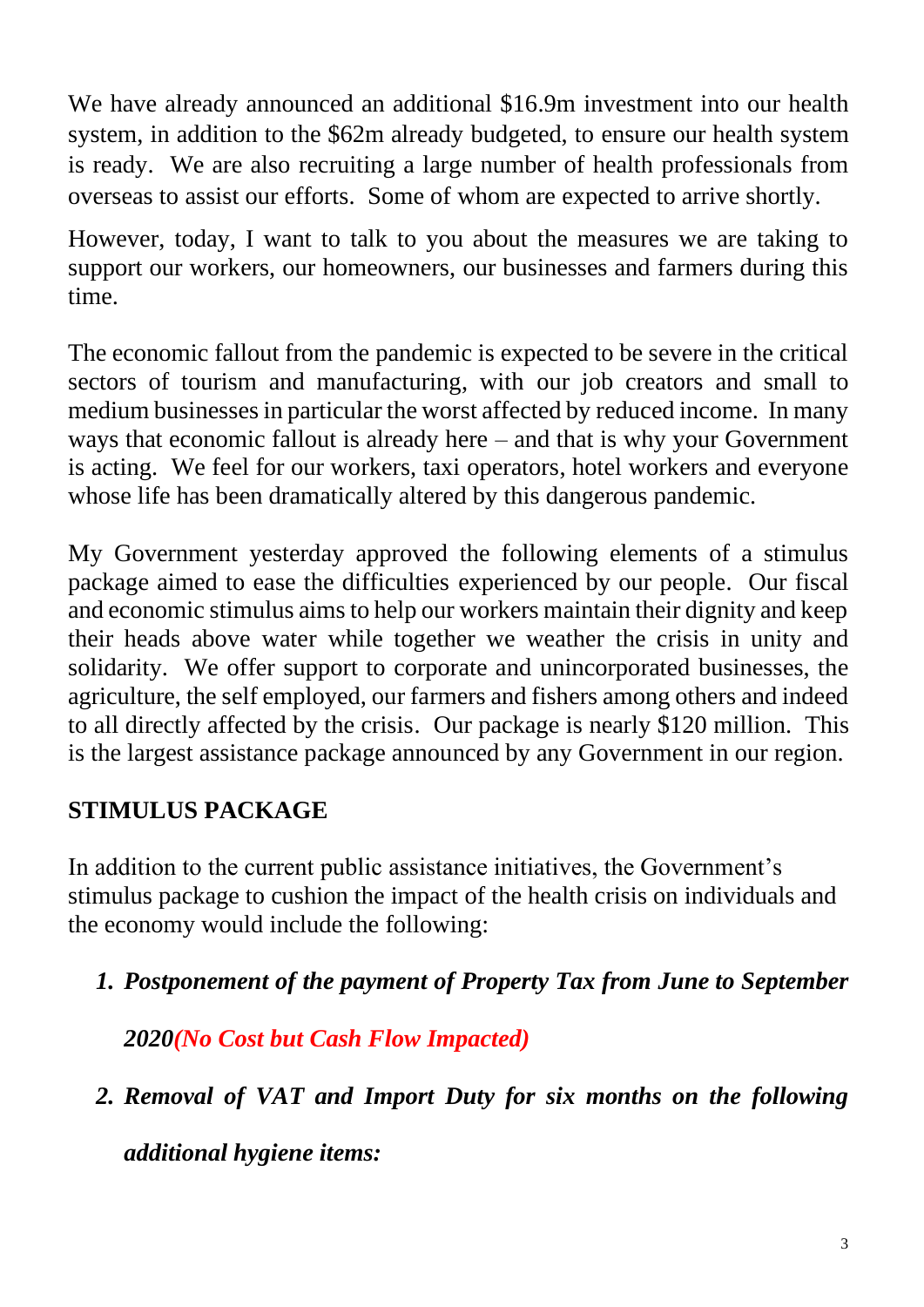We have already announced an additional $16.9m investment into our health system, in addition to the $62m already budgeted, to ensure our health system is ready. We are also recruiting a large number of health professionals from overseas to assist our efforts. Some of whom are expected to arrive shortly.

However, today, I want to talk to you about the measures we are taking to support our workers, our homeowners, our businesses and farmers during this time.

The economic fallout from the pandemic is expected to be severe in the critical sectors of tourism and manufacturing, with our job creators and small to medium businesses in particular the worst affected by reduced income. In many ways that economic fallout is already here – and that is why your Government is acting. We feel for our workers, taxi operators, hotel workers and everyone whose life has been dramatically altered by this dangerous pandemic.

My Government yesterday approved the following elements of a stimulus package aimed to ease the difficulties experienced by our people. Our fiscal and economic stimulus aims to help our workers maintain their dignity and keep their heads above water while together we weather the crisis in unity and solidarity. We offer support to corporate and unincorporated businesses, the agriculture, the self employed, our farmers and fishers among others and indeed to all directly affected by the crisis. Our package is nearly $120 million. This is the largest assistance package announced by any Government in our region.

## STIMULUS PACKAGE

In addition to the current public assistance initiatives, the Government's stimulus package to cushion the impact of the health crisis on individuals and the economy would include the following:

1. ***Postponement of the payment of Property Tax from June to September 2020(No Cost but Cash Flow Impacted)***
2. ***Removal of VAT and Import Duty for six months on the following additional hygiene items:***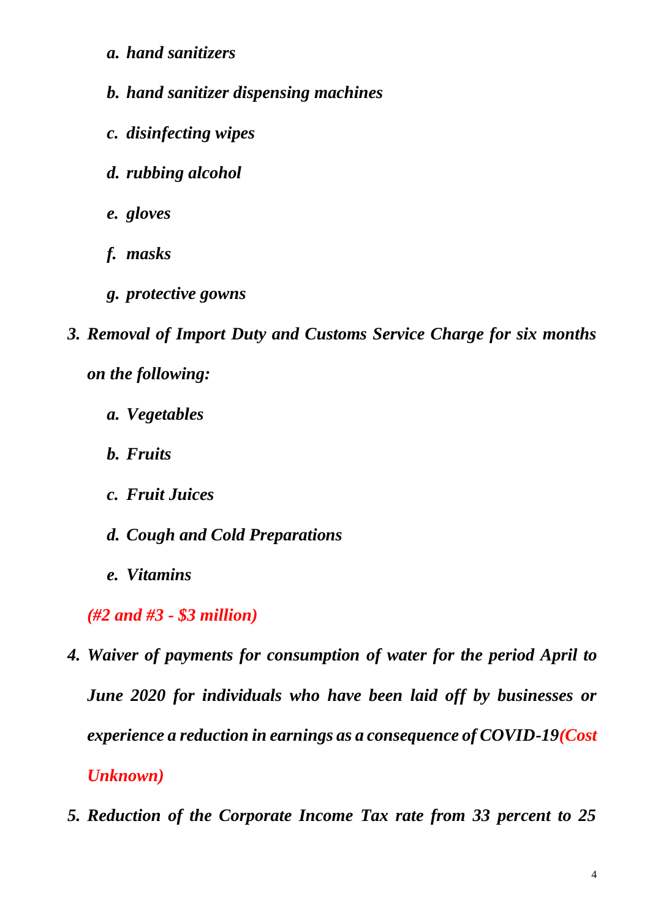a. ***hand sanitizers***

   b. ***hand sanitizer dispensing machines***

   c. ***disinfecting wipes***

   d. ***rubbing alcohol***

   e. ***gloves***

   f. ***masks***

   g. ***protective gowns***

3. ***Removal of Import Duty and Customs Service Charge for six months on the following:***

   a. ***Vegetables***

   b. ***Fruits***

   c. ***Fruit Juices***

   d. ***Cough and Cold Preparations***

   e. ***Vitamins***

   ***(#2 and #3 - $3 million)***

4. ***Waiver of payments for consumption of water for the period April to June 2020 for individuals who have been laid off by businesses or experience a reduction in earnings as a consequence of COVID-19(Cost Unknown)***

5. ***Reduction of the Corporate Income Tax rate from 33 percent to 25***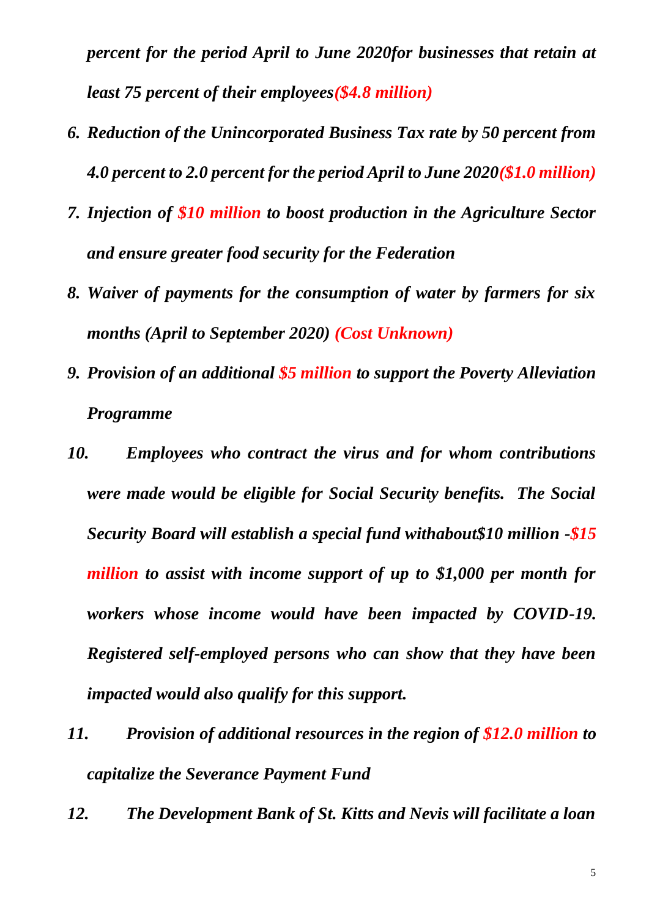*percent for the period April to June 2020for businesses that retain at least 75 percent of their employees**($4.8 million)***

6. ***Reduction of the Unincorporated Business Tax rate by 50 percent from 4.0 percent to 2.0 percent for the period April to June 2020($1.0 million)***
7. ***Injection of $10 million to boost production in the Agriculture Sector and ensure greater food security for the Federation***
8. ***Waiver of payments for the consumption of water by farmers for six months (April to September 2020) (Cost Unknown)***
9. ***Provision of an additional $5 million to support the Poverty Alleviation Programme***
10. ***Employees who contract the virus and for whom contributions were made would be eligible for Social Security benefits. The Social Security Board will establish a special fund withabout$10 million -$15 million to assist with income support of up to $1,000 per month for workers whose income would have been impacted by COVID-19. Registered self-employed persons who can show that they have been impacted would also qualify for this support.***
11. ***Provision of additional resources in the region of $12.0 million to capitalize the Severance Payment Fund***
12. ***The Development Bank of St. Kitts and Nevis will facilitate a loan***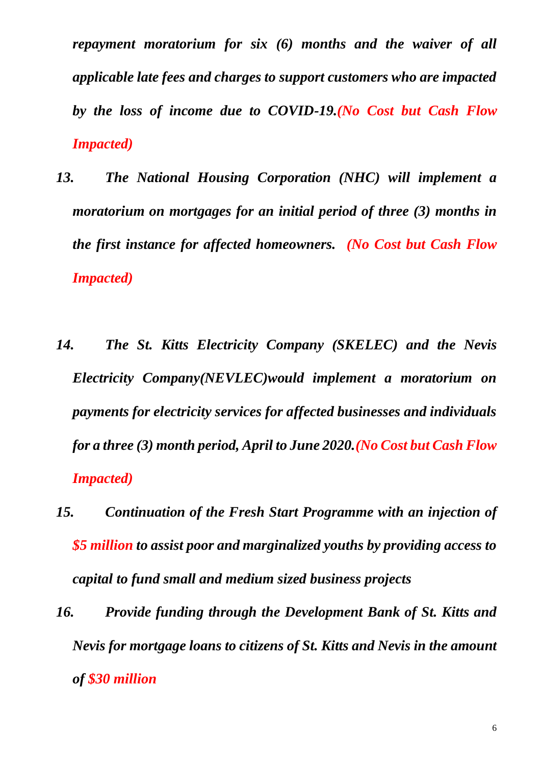*repayment moratorium for six (6) months and the waiver of all applicable late fees and charges to support customers who are impacted by the loss of income due to COVID-19.(No Cost but Cash Flow Impacted)*

13. *The National Housing Corporation (NHC) will implement a moratorium on mortgages for an initial period of three (3) months in the first instance for affected homeowners. (No Cost but Cash Flow Impacted)*

14. *The St. Kitts Electricity Company (SKELEC) and the Nevis Electricity Company(NEVLEC)would implement a moratorium on payments for electricity services for affected businesses and individuals for a three (3) month period, April to June 2020.(No Cost but Cash Flow Impacted)*

15. *Continuation of the Fresh Start Programme with an injection of $5 million to assist poor and marginalized youths by providing access to capital to fund small and medium sized business projects*

16. *Provide funding through the Development Bank of St. Kitts and Nevis for mortgage loans to citizens of St. Kitts and Nevis in the amount of $30 million*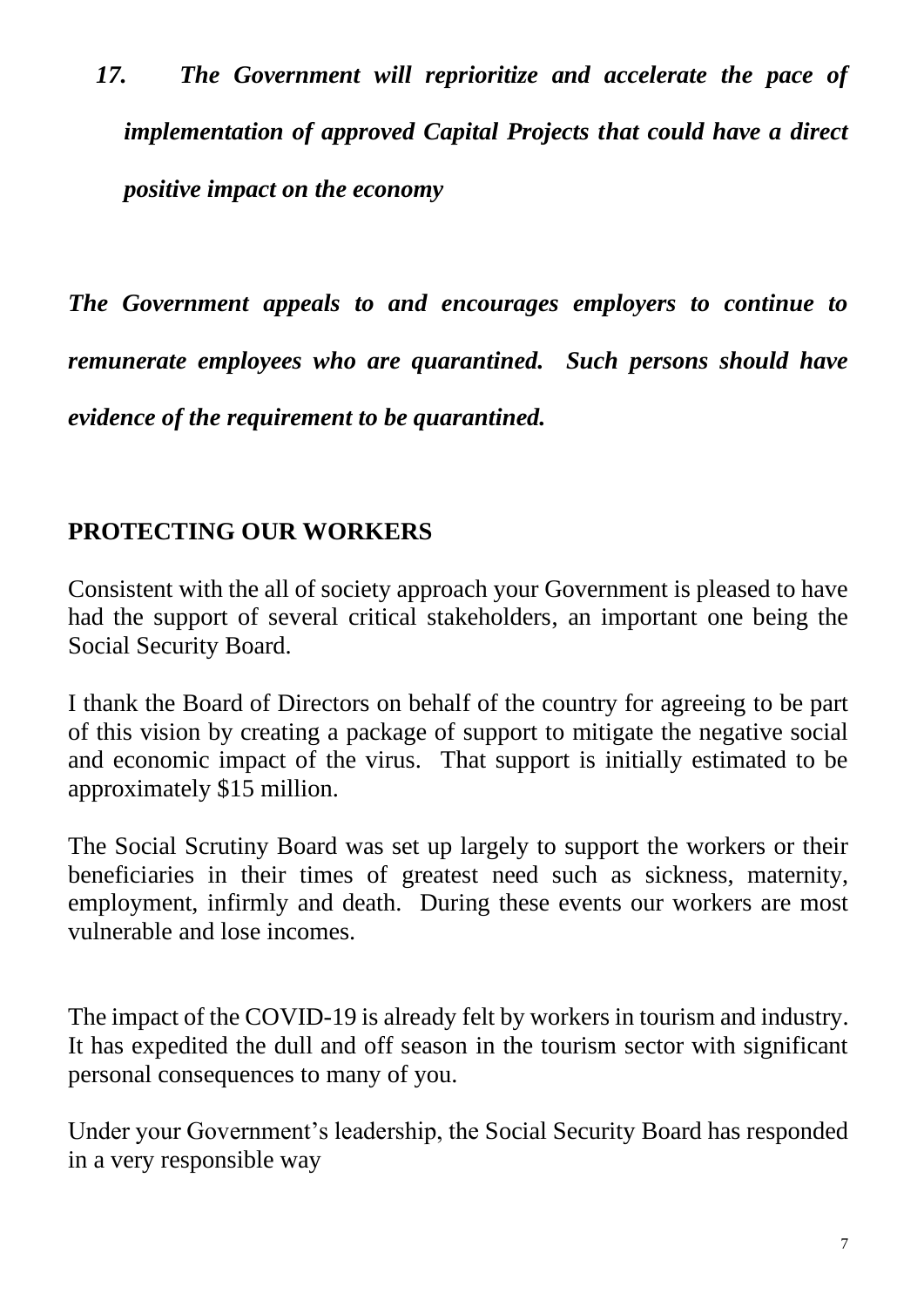*17. The Government will reprioritize and accelerate the pace of implementation of approved Capital Projects that could have a direct positive impact on the economy*

***The Government appeals to and encourages employers to continue to remunerate employees who are quarantined. Such persons should have evidence of the requirement to be quarantined.***

## PROTECTING OUR WORKERS

Consistent with the all of society approach your Government is pleased to have had the support of several critical stakeholders, an important one being the Social Security Board.

I thank the Board of Directors on behalf of the country for agreeing to be part of this vision by creating a package of support to mitigate the negative social and economic impact of the virus. That support is initially estimated to be approximately $15 million.

The Social Scrutiny Board was set up largely to support the workers or their beneficiaries in their times of greatest need such as sickness, maternity, employment, infirmly and death. During these events our workers are most vulnerable and lose incomes.

The impact of the COVID-19 is already felt by workers in tourism and industry. It has expedited the dull and off season in the tourism sector with significant personal consequences to many of you.

Under your Government's leadership, the Social Security Board has responded in a very responsible way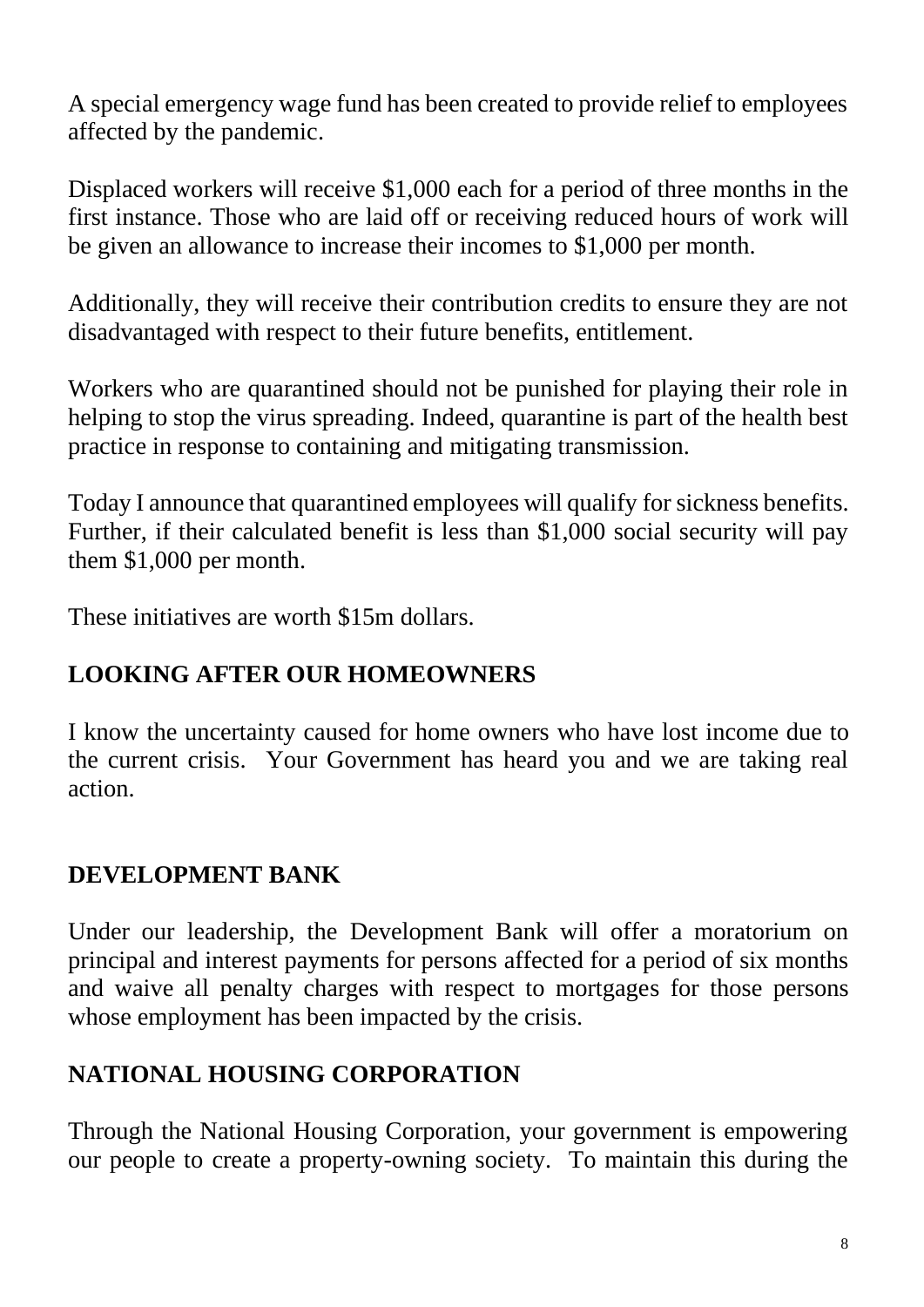A special emergency wage fund has been created to provide relief to employees affected by the pandemic.

Displaced workers will receive $1,000 each for a period of three months in the first instance. Those who are laid off or receiving reduced hours of work will be given an allowance to increase their incomes to $1,000 per month.

Additionally, they will receive their contribution credits to ensure they are not disadvantaged with respect to their future benefits, entitlement.

Workers who are quarantined should not be punished for playing their role in helping to stop the virus spreading. Indeed, quarantine is part of the health best practice in response to containing and mitigating transmission.

Today I announce that quarantined employees will qualify for sickness benefits. Further, if their calculated benefit is less than $1,000 social security will pay them $1,000 per month.

These initiatives are worth $15m dollars.

## LOOKING AFTER OUR HOMEOWNERS

I know the uncertainty caused for home owners who have lost income due to the current crisis. Your Government has heard you and we are taking real action.

## DEVELOPMENT BANK

Under our leadership, the Development Bank will offer a moratorium on principal and interest payments for persons affected for a period of six months and waive all penalty charges with respect to mortgages for those persons whose employment has been impacted by the crisis.

## NATIONAL HOUSING CORPORATION

Through the National Housing Corporation, your government is empowering our people to create a property-owning society. To maintain this during the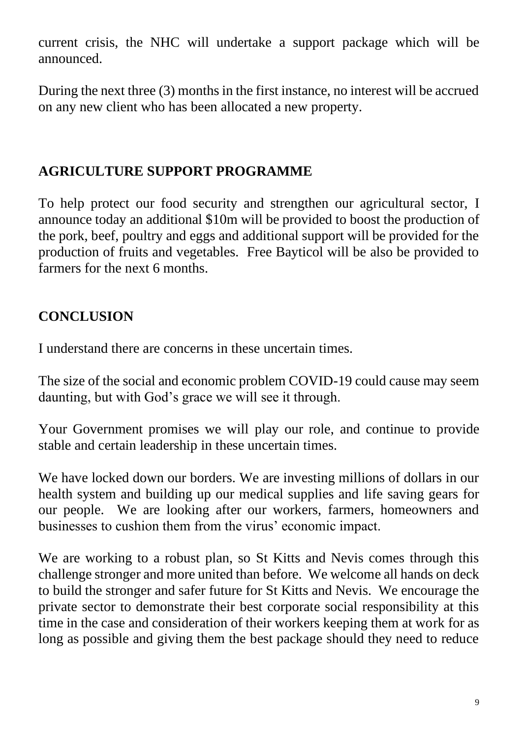current crisis, the NHC will undertake a support package which will be announced.

During the next three (3) months in the first instance, no interest will be accrued on any new client who has been allocated a new property.

## AGRICULTURE SUPPORT PROGRAMME

To help protect our food security and strengthen our agricultural sector, I announce today an additional $10m will be provided to boost the production of the pork, beef, poultry and eggs and additional support will be provided for the production of fruits and vegetables. Free Bayticol will be also be provided to farmers for the next 6 months.

## CONCLUSION

I understand there are concerns in these uncertain times.

The size of the social and economic problem COVID-19 could cause may seem daunting, but with God's grace we will see it through.

Your Government promises we will play our role, and continue to provide stable and certain leadership in these uncertain times.

We have locked down our borders. We are investing millions of dollars in our health system and building up our medical supplies and life saving gears for our people. We are looking after our workers, farmers, homeowners and businesses to cushion them from the virus' economic impact.

We are working to a robust plan, so St Kitts and Nevis comes through this challenge stronger and more united than before. We welcome all hands on deck to build the stronger and safer future for St Kitts and Nevis. We encourage the private sector to demonstrate their best corporate social responsibility at this time in the case and consideration of their workers keeping them at work for as long as possible and giving them the best package should they need to reduce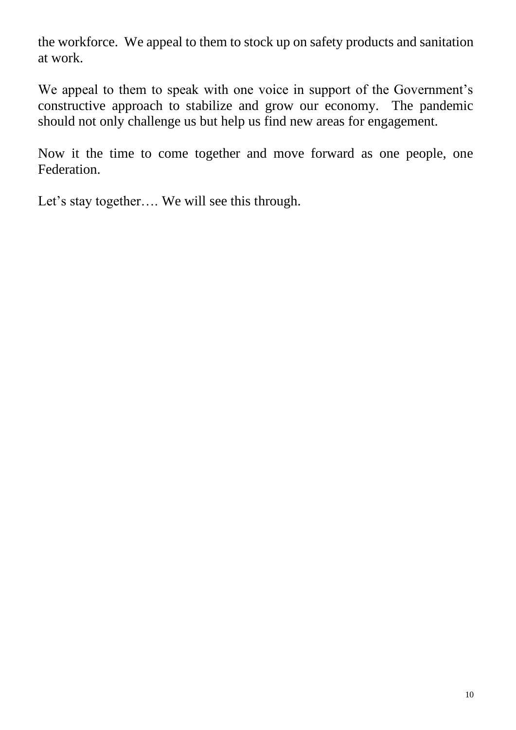the workforce. We appeal to them to stock up on safety products and sanitation at work.

We appeal to them to speak with one voice in support of the Government's constructive approach to stabilize and grow our economy. The pandemic should not only challenge us but help us find new areas for engagement.

Now it the time to come together and move forward as one people, one Federation.

Let's stay together…. We will see this through.